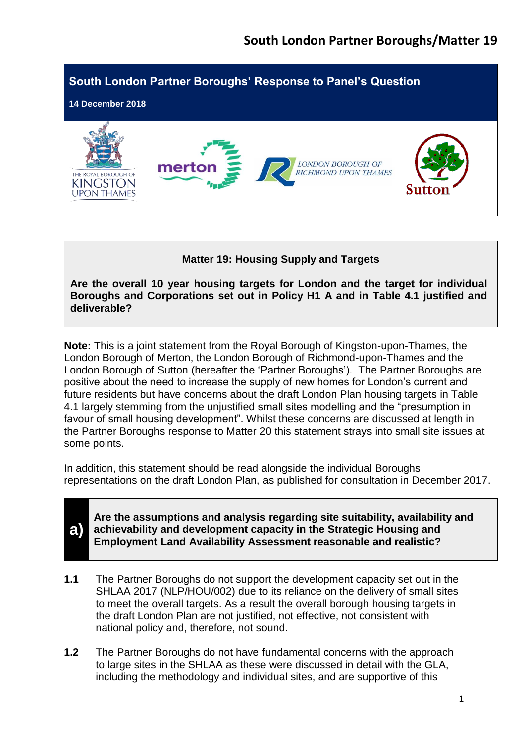# South London Partner Boroughs' Response to Panel's Question

**14 December 2018**

THE ROYAL BOROUGH OF KINGSTON UPON THAMES | merton | LONDON BOROUGH OF RICHMOND UPON THAMES | Sutton

**Matter 19: Housing Supply and Targets**

**Are the overall 10 year housing targets for London and the target for individual Boroughs and Corporations set out in Policy H1 A and in Table 4.1 justified and deliverable?**

**Note:** This is a joint statement from the Royal Borough of Kingston-upon-Thames, the London Borough of Merton, the London Borough of Richmond-upon-Thames and the London Borough of Sutton (hereafter the 'Partner Boroughs'). The Partner Boroughs are positive about the need to increase the supply of new homes for London's current and future residents but have concerns about the draft London Plan housing targets in Table 4.1 largely stemming from the unjustified small sites modelling and the "presumption in favour of small housing development". Whilst these concerns are discussed at length in the Partner Boroughs response to Matter 20 this statement strays into small site issues at some points.

In addition, this statement should be read alongside the individual Boroughs representations on the draft London Plan, as published for consultation in December 2017.

## a) Are the assumptions and analysis regarding site suitability, availability and achievability and development capacity in the Strategic Housing and Employment Land Availability Assessment reasonable and realistic?

**1.1** The Partner Boroughs do not support the development capacity set out in the SHLAA 2017 (NLP/HOU/002) due to its reliance on the delivery of small sites to meet the overall targets. As a result the overall borough housing targets in the draft London Plan are not justified, not effective, not consistent with national policy and, therefore, not sound.

**1.2** The Partner Boroughs do not have fundamental concerns with the approach to large sites in the SHLAA as these were discussed in detail with the GLA, including the methodology and individual sites, and are supportive of this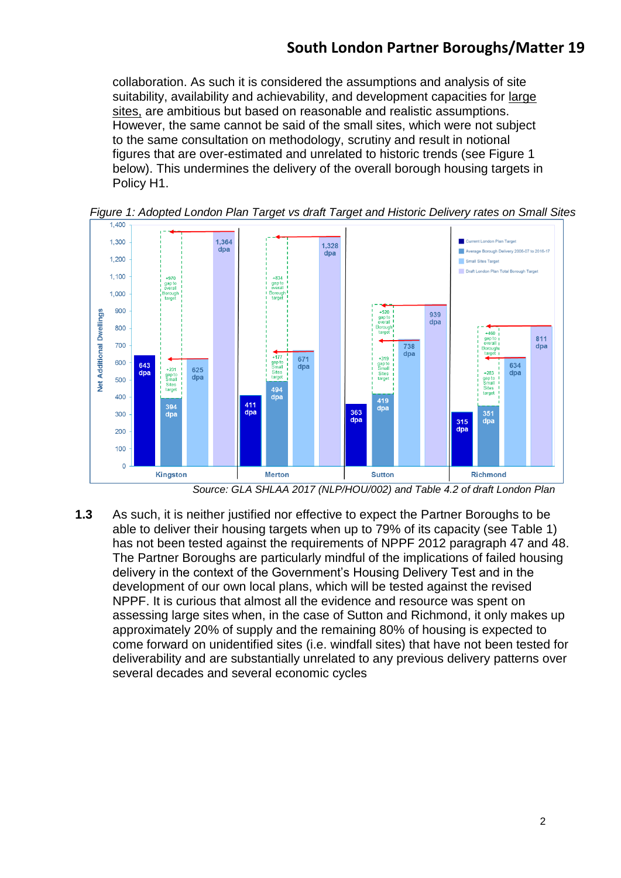collaboration. As such it is considered the assumptions and analysis of site suitability, availability and achievability, and development capacities for <u>large sites,</u> are ambitious but based on reasonable and realistic assumptions. However, the same cannot be said of the small sites, which were not subject to the same consultation on methodology, scrutiny and result in notional figures that are over-estimated and unrelated to historic trends (see Figure 1 below). This undermines the delivery of the overall borough housing targets in Policy H1.

*Figure 1: Adopted London Plan Target vs draft Target and Historic Delivery rates on Small Sites*

| Borough | Current London Plan Target | Average Borough Delivery 2006-07 to 2016-17 | Small Sites Target | Draft London Plan Total Borough Target |
|---|---|---|---|---|
| Kingston | 643 dpa | 394 dpa | 625 dpa | 1,364 dpa |
| Merton | 411 dpa | 494 dpa | 671 dpa | 1,328 dpa |
| Sutton | 363 dpa | 419 dpa | 738 dpa | 939 dpa |
| Richmond | 315 dpa | 351 dpa | 634 dpa | 811 dpa |

Gaps shown: Kingston +231 gap to Small Sites target, +970 gap to overall Borough target; Merton +177 gap to Small Sites target, +834 gap to overall Borough target; Sutton +319 gap to Small Sites target, +520 gap to overall Borough target; Richmond +283 gap to Small Sites target, +460 gap to overall Borough target.

*Source: GLA SHLAA 2017 (NLP/HOU/002) and Table 4.2 of draft London Plan*

**1.3** As such, it is neither justified nor effective to expect the Partner Boroughs to be able to deliver their housing targets when up to 79% of its capacity (see Table 1) has not been tested against the requirements of NPPF 2012 paragraph 47 and 48. The Partner Boroughs are particularly mindful of the implications of failed housing delivery in the context of the Government's Housing Delivery Test and in the development of our own local plans, which will be tested against the revised NPPF. It is curious that almost all the evidence and resource was spent on assessing large sites when, in the case of Sutton and Richmond, it only makes up approximately 20% of supply and the remaining 80% of housing is expected to come forward on unidentified sites (i.e. windfall sites) that have not been tested for deliverability and are substantially unrelated to any previous delivery patterns over several decades and several economic cycles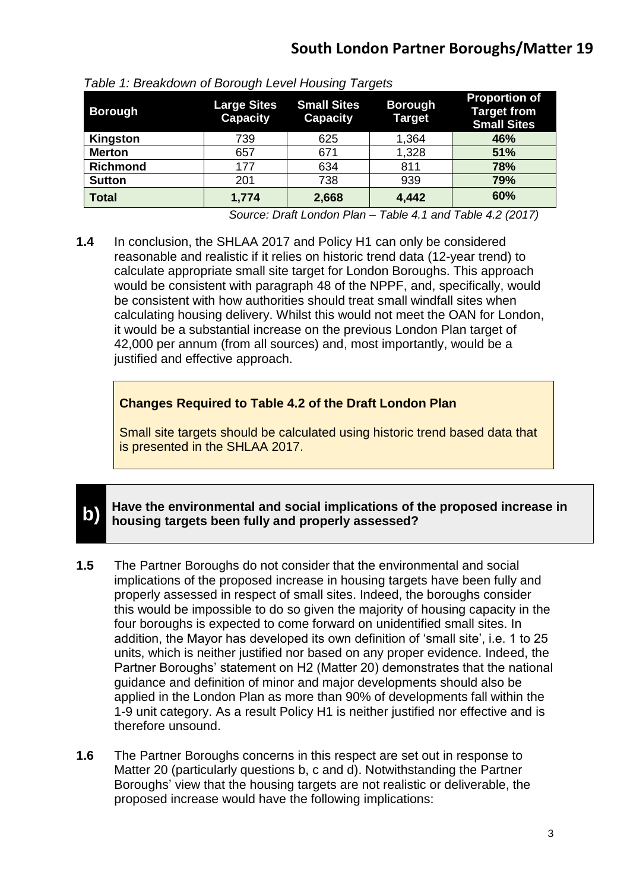*Table 1: Breakdown of Borough Level Housing Targets*

| Borough | Large Sites Capacity | Small Sites Capacity | Borough Target | Proportion of Target from Small Sites |
|---|---|---|---|---|
| **Kingston** | 739 | 625 | 1,364 | **46%** |
| **Merton** | 657 | 671 | 1,328 | **51%** |
| **Richmond** | 177 | 634 | 811 | **78%** |
| **Sutton** | 201 | 738 | 939 | **79%** |
| **Total** | **1,774** | **2,668** | **4,442** | **60%** |

*Source: Draft London Plan – Table 4.1 and Table 4.2 (2017)*

**1.4** In conclusion, the SHLAA 2017 and Policy H1 can only be considered reasonable and realistic if it relies on historic trend data (12-year trend) to calculate appropriate small site target for London Boroughs. This approach would be consistent with paragraph 48 of the NPPF, and, specifically, would be consistent with how authorities should treat small windfall sites when calculating housing delivery. Whilst this would not meet the OAN for London, it would be a substantial increase on the previous London Plan target of 42,000 per annum (from all sources) and, most importantly, would be a justified and effective approach.

> **Changes Required to Table 4.2 of the Draft London Plan**
>
> Small site targets should be calculated using historic trend based data that is presented in the SHLAA 2017.

## b) Have the environmental and social implications of the proposed increase in housing targets been fully and properly assessed?

**1.5** The Partner Boroughs do not consider that the environmental and social implications of the proposed increase in housing targets have been fully and properly assessed in respect of small sites. Indeed, the boroughs consider this would be impossible to do so given the majority of housing capacity in the four boroughs is expected to come forward on unidentified small sites. In addition, the Mayor has developed its own definition of 'small site', i.e. 1 to 25 units, which is neither justified nor based on any proper evidence. Indeed, the Partner Boroughs' statement on H2 (Matter 20) demonstrates that the national guidance and definition of minor and major developments should also be applied in the London Plan as more than 90% of developments fall within the 1-9 unit category. As a result Policy H1 is neither justified nor effective and is therefore unsound.

**1.6** The Partner Boroughs concerns in this respect are set out in response to Matter 20 (particularly questions b, c and d). Notwithstanding the Partner Boroughs' view that the housing targets are not realistic or deliverable, the proposed increase would have the following implications: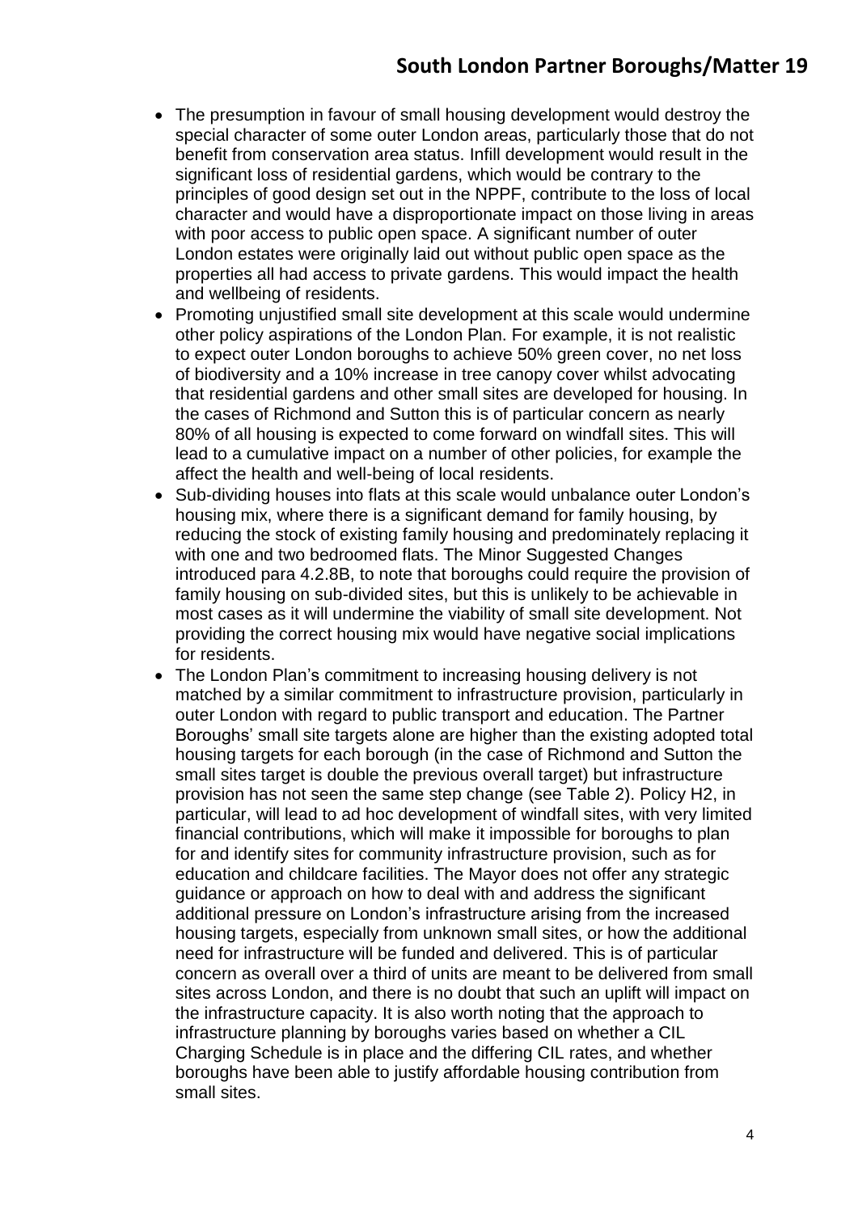- The presumption in favour of small housing development would destroy the special character of some outer London areas, particularly those that do not benefit from conservation area status. Infill development would result in the significant loss of residential gardens, which would be contrary to the principles of good design set out in the NPPF, contribute to the loss of local character and would have a disproportionate impact on those living in areas with poor access to public open space. A significant number of outer London estates were originally laid out without public open space as the properties all had access to private gardens. This would impact the health and wellbeing of residents.
- Promoting unjustified small site development at this scale would undermine other policy aspirations of the London Plan. For example, it is not realistic to expect outer London boroughs to achieve 50% green cover, no net loss of biodiversity and a 10% increase in tree canopy cover whilst advocating that residential gardens and other small sites are developed for housing. In the cases of Richmond and Sutton this is of particular concern as nearly 80% of all housing is expected to come forward on windfall sites. This will lead to a cumulative impact on a number of other policies, for example the affect the health and well-being of local residents.
- Sub-dividing houses into flats at this scale would unbalance outer London's housing mix, where there is a significant demand for family housing, by reducing the stock of existing family housing and predominately replacing it with one and two bedroomed flats. The Minor Suggested Changes introduced para 4.2.8B, to note that boroughs could require the provision of family housing on sub-divided sites, but this is unlikely to be achievable in most cases as it will undermine the viability of small site development. Not providing the correct housing mix would have negative social implications for residents.
- The London Plan's commitment to increasing housing delivery is not matched by a similar commitment to infrastructure provision, particularly in outer London with regard to public transport and education. The Partner Boroughs' small site targets alone are higher than the existing adopted total housing targets for each borough (in the case of Richmond and Sutton the small sites target is double the previous overall target) but infrastructure provision has not seen the same step change (see Table 2). Policy H2, in particular, will lead to ad hoc development of windfall sites, with very limited financial contributions, which will make it impossible for boroughs to plan for and identify sites for community infrastructure provision, such as for education and childcare facilities. The Mayor does not offer any strategic guidance or approach on how to deal with and address the significant additional pressure on London's infrastructure arising from the increased housing targets, especially from unknown small sites, or how the additional need for infrastructure will be funded and delivered. This is of particular concern as overall over a third of units are meant to be delivered from small sites across London, and there is no doubt that such an uplift will impact on the infrastructure capacity. It is also worth noting that the approach to infrastructure planning by boroughs varies based on whether a CIL Charging Schedule is in place and the differing CIL rates, and whether boroughs have been able to justify affordable housing contribution from small sites.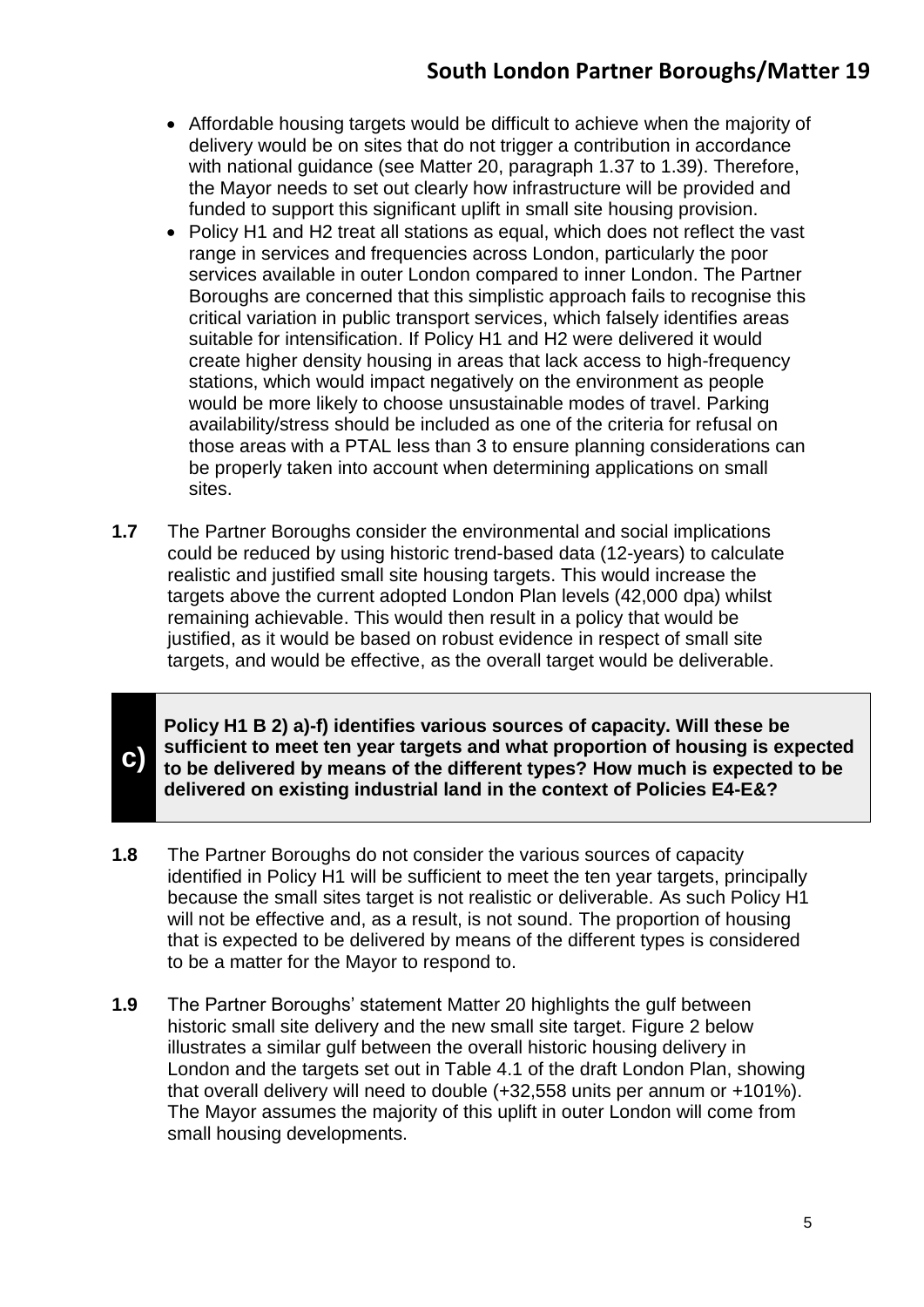- Affordable housing targets would be difficult to achieve when the majority of delivery would be on sites that do not trigger a contribution in accordance with national guidance (see Matter 20, paragraph 1.37 to 1.39). Therefore, the Mayor needs to set out clearly how infrastructure will be provided and funded to support this significant uplift in small site housing provision.
- Policy H1 and H2 treat all stations as equal, which does not reflect the vast range in services and frequencies across London, particularly the poor services available in outer London compared to inner London. The Partner Boroughs are concerned that this simplistic approach fails to recognise this critical variation in public transport services, which falsely identifies areas suitable for intensification. If Policy H1 and H2 were delivered it would create higher density housing in areas that lack access to high-frequency stations, which would impact negatively on the environment as people would be more likely to choose unsustainable modes of travel. Parking availability/stress should be included as one of the criteria for refusal on those areas with a PTAL less than 3 to ensure planning considerations can be properly taken into account when determining applications on small sites.

**1.7** The Partner Boroughs consider the environmental and social implications could be reduced by using historic trend-based data (12-years) to calculate realistic and justified small site housing targets. This would increase the targets above the current adopted London Plan levels (42,000 dpa) whilst remaining achievable. This would then result in a policy that would be justified, as it would be based on robust evidence in respect of small site targets, and would be effective, as the overall target would be deliverable.

**c) Policy H1 B 2) a)-f) identifies various sources of capacity. Will these be sufficient to meet ten year targets and what proportion of housing is expected to be delivered by means of the different types? How much is expected to be delivered on existing industrial land in the context of Policies E4-E&?**

**1.8** The Partner Boroughs do not consider the various sources of capacity identified in Policy H1 will be sufficient to meet the ten year targets, principally because the small sites target is not realistic or deliverable. As such Policy H1 will not be effective and, as a result, is not sound. The proportion of housing that is expected to be delivered by means of the different types is considered to be a matter for the Mayor to respond to.

**1.9** The Partner Boroughs' statement Matter 20 highlights the gulf between historic small site delivery and the new small site target. Figure 2 below illustrates a similar gulf between the overall historic housing delivery in London and the targets set out in Table 4.1 of the draft London Plan, showing that overall delivery will need to double (+32,558 units per annum or +101%). The Mayor assumes the majority of this uplift in outer London will come from small housing developments.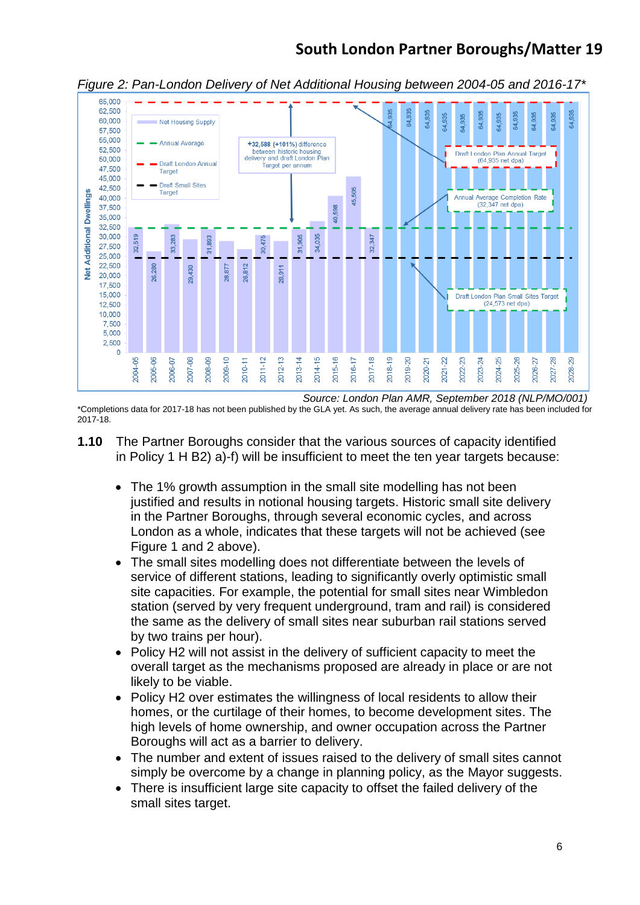*Figure 2: Pan-London Delivery of Net Additional Housing between 2004-05 and 2016-17**

| Year | Net Additional Dwellings |
|---|---|
| 2004-05 | 32,519 |
| 2005-06 | 26,280 |
| 2006-07 | 33,283 |
| 2007-08 | 29,430 |
| 2008-09 | 31,893 |
| 2009-10 | 28,877 |
| 2010-11 | 26,812 |
| 2011-12 | 30,475 |
| 2012-13 | 28,911 |
| 2013-14 | 31,905 |
| 2014-15 | 34,035 |
| 2015-16 | 40,598 |
| 2016-17 | 45,505 |
| 2017-18 | 32,347 |
| 2018-19 | 64,935 |
| 2019-20 | 64,935 |
| 2020-21 | 64,935 |
| 2021-22 | 64,935 |
| 2022-23 | 64,935 |
| 2023-24 | 64,935 |
| 2024-25 | 64,935 |
| 2025-26 | 64,935 |
| 2026-27 | 64,935 |
| 2027-28 | 64,936 |
| 2028-29 | 64,935 |

Legend: Net Housing Supply; Annual Average; Draft London Annual Target; Draft Small Sites Target

+32,588 (+101%) difference between historic housing delivery and draft London Plan Target per annum

Draft London Plan Annual Target (64,935 net dpa)

Annual Average Completion Rate (32,347 net dpa)

Draft London Plan Small Sites Target (24,573 net dpa)

*Source: London Plan AMR, September 2018 (NLP/MO/001)*

*Completions data for 2017-18 has not been published by the GLA yet. As such, the average annual delivery rate has been included for 2017-18.

**1.10** The Partner Boroughs consider that the various sources of capacity identified in Policy 1 H B2) a)-f) will be insufficient to meet the ten year targets because:

- The 1% growth assumption in the small site modelling has not been justified and results in notional housing targets. Historic small site delivery in the Partner Boroughs, through several economic cycles, and across London as a whole, indicates that these targets will not be achieved (see Figure 1 and 2 above).
- The small sites modelling does not differentiate between the levels of service of different stations, leading to significantly overly optimistic small site capacities. For example, the potential for small sites near Wimbledon station (served by very frequent underground, tram and rail) is considered the same as the delivery of small sites near suburban rail stations served by two trains per hour).
- Policy H2 will not assist in the delivery of sufficient capacity to meet the overall target as the mechanisms proposed are already in place or are not likely to be viable.
- Policy H2 over estimates the willingness of local residents to allow their homes, or the curtilage of their homes, to become development sites. The high levels of home ownership, and owner occupation across the Partner Boroughs will act as a barrier to delivery.
- The number and extent of issues raised to the delivery of small sites cannot simply be overcome by a change in planning policy, as the Mayor suggests.
- There is insufficient large site capacity to offset the failed delivery of the small sites target.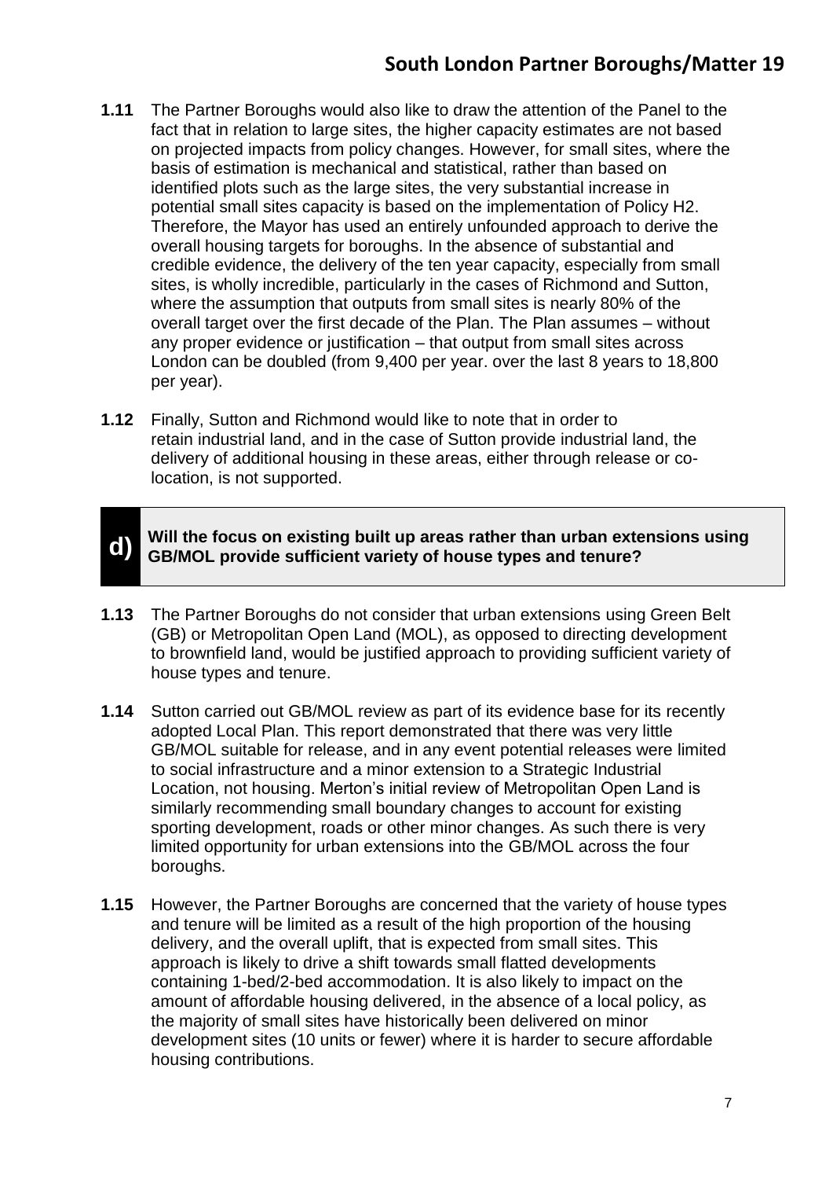**1.11** The Partner Boroughs would also like to draw the attention of the Panel to the fact that in relation to large sites, the higher capacity estimates are not based on projected impacts from policy changes. However, for small sites, where the basis of estimation is mechanical and statistical, rather than based on identified plots such as the large sites, the very substantial increase in potential small sites capacity is based on the implementation of Policy H2. Therefore, the Mayor has used an entirely unfounded approach to derive the overall housing targets for boroughs. In the absence of substantial and credible evidence, the delivery of the ten year capacity, especially from small sites, is wholly incredible, particularly in the cases of Richmond and Sutton, where the assumption that outputs from small sites is nearly 80% of the overall target over the first decade of the Plan. The Plan assumes – without any proper evidence or justification – that output from small sites across London can be doubled (from 9,400 per year. over the last 8 years to 18,800 per year).

**1.12** Finally, Sutton and Richmond would like to note that in order to retain industrial land, and in the case of Sutton provide industrial land, the delivery of additional housing in these areas, either through release or co-location, is not supported.

## d) Will the focus on existing built up areas rather than urban extensions using GB/MOL provide sufficient variety of house types and tenure?

**1.13** The Partner Boroughs do not consider that urban extensions using Green Belt (GB) or Metropolitan Open Land (MOL), as opposed to directing development to brownfield land, would be justified approach to providing sufficient variety of house types and tenure.

**1.14** Sutton carried out GB/MOL review as part of its evidence base for its recently adopted Local Plan. This report demonstrated that there was very little GB/MOL suitable for release, and in any event potential releases were limited to social infrastructure and a minor extension to a Strategic Industrial Location, not housing. Merton's initial review of Metropolitan Open Land is similarly recommending small boundary changes to account for existing sporting development, roads or other minor changes. As such there is very limited opportunity for urban extensions into the GB/MOL across the four boroughs.

**1.15** However, the Partner Boroughs are concerned that the variety of house types and tenure will be limited as a result of the high proportion of the housing delivery, and the overall uplift, that is expected from small sites. This approach is likely to drive a shift towards small flatted developments containing 1-bed/2-bed accommodation. It is also likely to impact on the amount of affordable housing delivered, in the absence of a local policy, as the majority of small sites have historically been delivered on minor development sites (10 units or fewer) where it is harder to secure affordable housing contributions.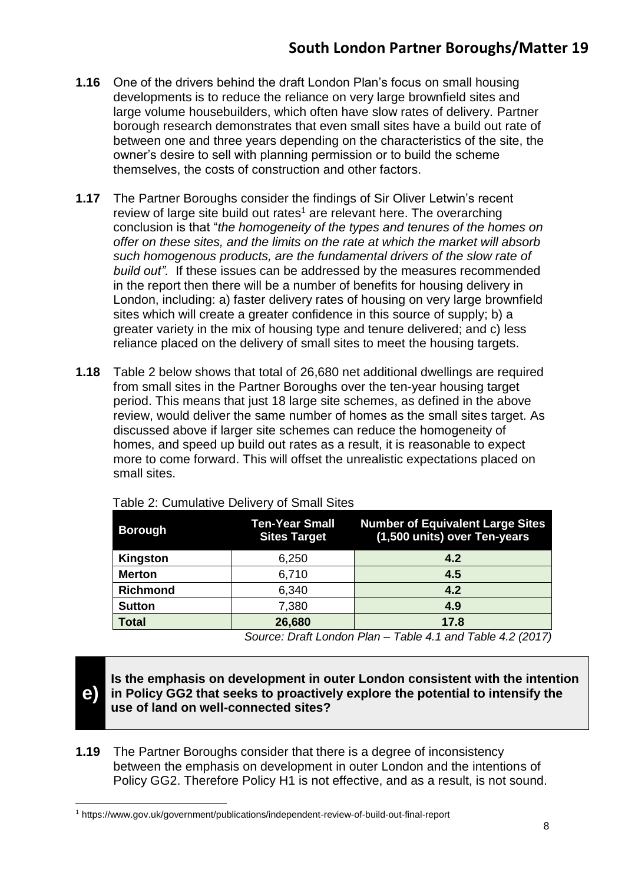**1.16** One of the drivers behind the draft London Plan's focus on small housing developments is to reduce the reliance on very large brownfield sites and large volume housebuilders, which often have slow rates of delivery. Partner borough research demonstrates that even small sites have a build out rate of between one and three years depending on the characteristics of the site, the owner's desire to sell with planning permission or to build the scheme themselves, the costs of construction and other factors.

**1.17** The Partner Boroughs consider the findings of Sir Oliver Letwin's recent review of large site build out rates[1] are relevant here. The overarching conclusion is that "*the homogeneity of the types and tenures of the homes on offer on these sites, and the limits on the rate at which the market will absorb such homogenous products, are the fundamental drivers of the slow rate of build out"*. If these issues can be addressed by the measures recommended in the report then there will be a number of benefits for housing delivery in London, including: a) faster delivery rates of housing on very large brownfield sites which will create a greater confidence in this source of supply; b) a greater variety in the mix of housing type and tenure delivered; and c) less reliance placed on the delivery of small sites to meet the housing targets.

**1.18** Table 2 below shows that total of 26,680 net additional dwellings are required from small sites in the Partner Boroughs over the ten-year housing target period. This means that just 18 large site schemes, as defined in the above review, would deliver the same number of homes as the small sites target. As discussed above if larger site schemes can reduce the homogeneity of homes, and speed up build out rates as a result, it is reasonable to expect more to come forward. This will offset the unrealistic expectations placed on small sites.

Table 2: Cumulative Delivery of Small Sites

| Borough | Ten-Year Small Sites Target | Number of Equivalent Large Sites (1,500 units) over Ten-years |
|---|---|---|
| **Kingston** | 6,250 | **4.2** |
| **Merton** | 6,710 | **4.5** |
| **Richmond** | 6,340 | **4.2** |
| **Sutton** | 7,380 | **4.9** |
| **Total** | **26,680** | **17.8** |

*Source: Draft London Plan – Table 4.1 and Table 4.2 (2017)*

**e) Is the emphasis on development in outer London consistent with the intention in Policy GG2 that seeks to proactively explore the potential to intensify the use of land on well-connected sites?**

**1.19** The Partner Boroughs consider that there is a degree of inconsistency between the emphasis on development in outer London and the intentions of Policy GG2. Therefore Policy H1 is not effective, and as a result, is not sound.

[1] https://www.gov.uk/government/publications/independent-review-of-build-out-final-report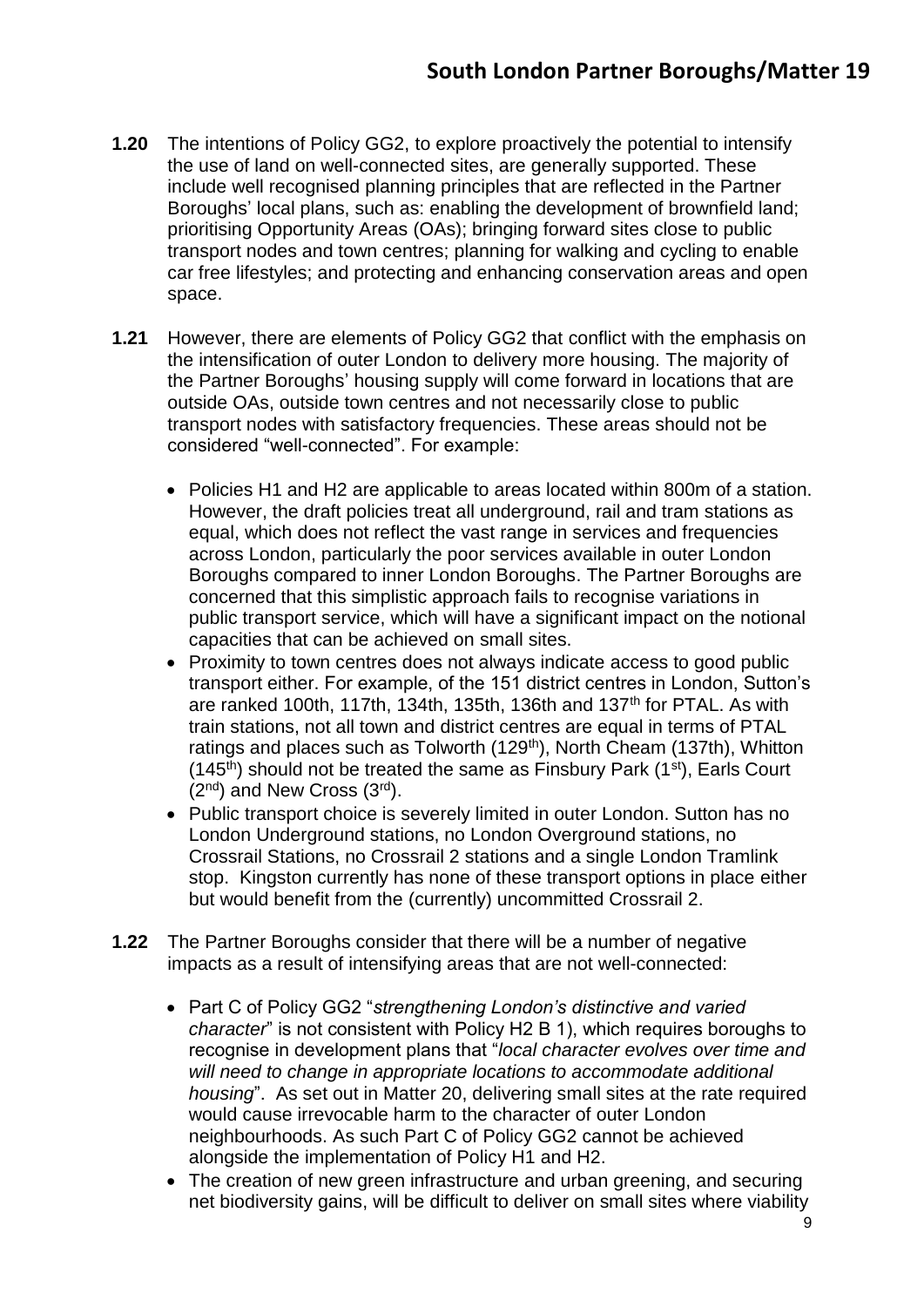**1.20** The intentions of Policy GG2, to explore proactively the potential to intensify the use of land on well-connected sites, are generally supported. These include well recognised planning principles that are reflected in the Partner Boroughs' local plans, such as: enabling the development of brownfield land; prioritising Opportunity Areas (OAs); bringing forward sites close to public transport nodes and town centres; planning for walking and cycling to enable car free lifestyles; and protecting and enhancing conservation areas and open space.

**1.21** However, there are elements of Policy GG2 that conflict with the emphasis on the intensification of outer London to delivery more housing. The majority of the Partner Boroughs' housing supply will come forward in locations that are outside OAs, outside town centres and not necessarily close to public transport nodes with satisfactory frequencies. These areas should not be considered "well-connected". For example:

- Policies H1 and H2 are applicable to areas located within 800m of a station. However, the draft policies treat all underground, rail and tram stations as equal, which does not reflect the vast range in services and frequencies across London, particularly the poor services available in outer London Boroughs compared to inner London Boroughs. The Partner Boroughs are concerned that this simplistic approach fails to recognise variations in public transport service, which will have a significant impact on the notional capacities that can be achieved on small sites.
- Proximity to town centres does not always indicate access to good public transport either. For example, of the 151 district centres in London, Sutton's are ranked 100th, 117th, 134th, 135th, 136th and 137th for PTAL. As with train stations, not all town and district centres are equal in terms of PTAL ratings and places such as Tolworth (129th), North Cheam (137th), Whitton (145th) should not be treated the same as Finsbury Park (1st), Earls Court (2nd) and New Cross (3rd).
- Public transport choice is severely limited in outer London. Sutton has no London Underground stations, no London Overground stations, no Crossrail Stations, no Crossrail 2 stations and a single London Tramlink stop. Kingston currently has none of these transport options in place either but would benefit from the (currently) uncommitted Crossrail 2.

**1.22** The Partner Boroughs consider that there will be a number of negative impacts as a result of intensifying areas that are not well-connected:

- Part C of Policy GG2 "*strengthening London's distinctive and varied character*" is not consistent with Policy H2 B 1), which requires boroughs to recognise in development plans that "*local character evolves over time and will need to change in appropriate locations to accommodate additional housing*". As set out in Matter 20, delivering small sites at the rate required would cause irrevocable harm to the character of outer London neighbourhoods. As such Part C of Policy GG2 cannot be achieved alongside the implementation of Policy H1 and H2.
- The creation of new green infrastructure and urban greening, and securing net biodiversity gains, will be difficult to deliver on small sites where viability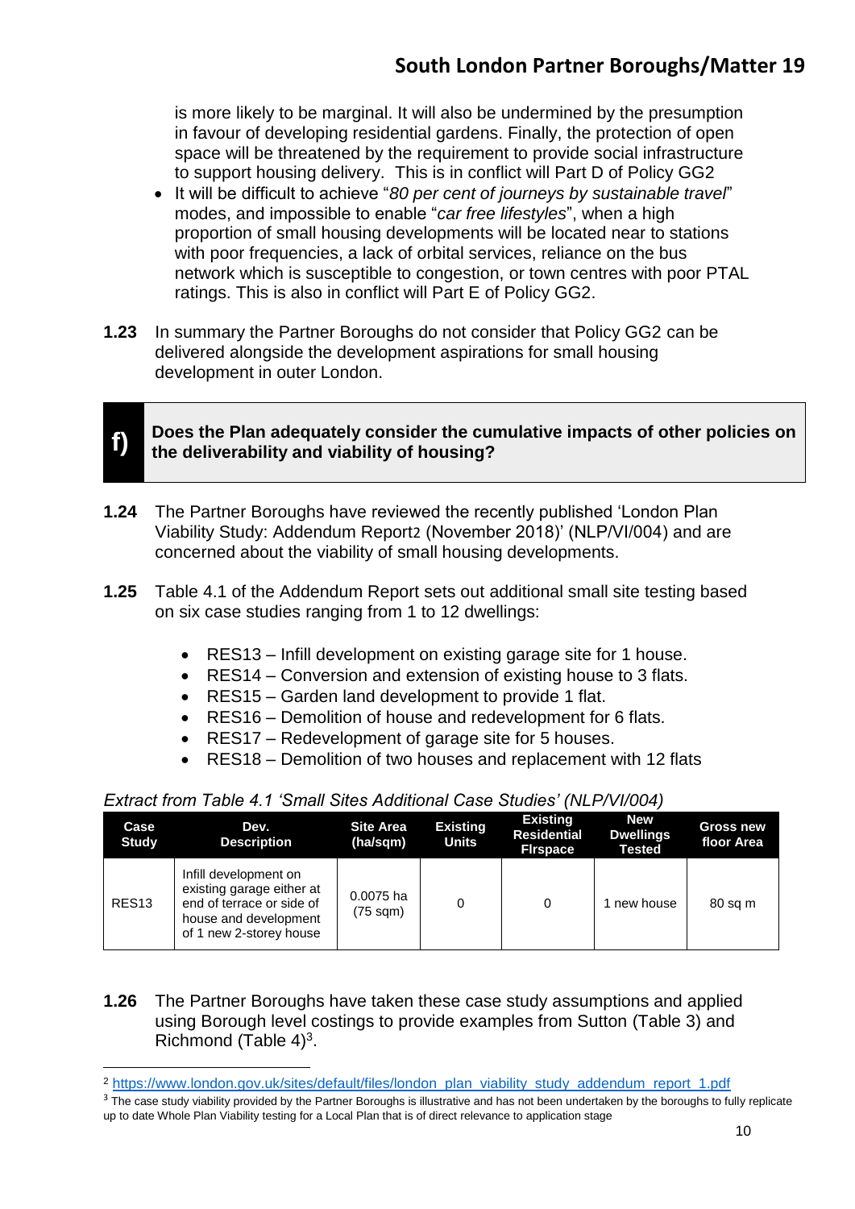is more likely to be marginal. It will also be undermined by the presumption in favour of developing residential gardens. Finally, the protection of open space will be threatened by the requirement to provide social infrastructure to support housing delivery. This is in conflict will Part D of Policy GG2

- It will be difficult to achieve "*80 per cent of journeys by sustainable travel*" modes, and impossible to enable "*car free lifestyles*", when a high proportion of small housing developments will be located near to stations with poor frequencies, a lack of orbital services, reliance on the bus network which is susceptible to congestion, or town centres with poor PTAL ratings. This is also in conflict will Part E of Policy GG2.

**1.23** In summary the Partner Boroughs do not consider that Policy GG2 can be delivered alongside the development aspirations for small housing development in outer London.

## f) Does the Plan adequately consider the cumulative impacts of other policies on the deliverability and viability of housing?

**1.24** The Partner Boroughs have reviewed the recently published 'London Plan Viability Study: Addendum Report[2] (November 2018)' (NLP/VI/004) and are concerned about the viability of small housing developments.

**1.25** Table 4.1 of the Addendum Report sets out additional small site testing based on six case studies ranging from 1 to 12 dwellings:

- RES13 – Infill development on existing garage site for 1 house.
- RES14 – Conversion and extension of existing house to 3 flats.
- RES15 – Garden land development to provide 1 flat.
- RES16 – Demolition of house and redevelopment for 6 flats.
- RES17 – Redevelopment of garage site for 5 houses.
- RES18 – Demolition of two houses and replacement with 12 flats

*Extract from Table 4.1 'Small Sites Additional Case Studies' (NLP/VI/004)*

| Case Study | Dev. Description | Site Area (ha/sqm) | Existing Units | Existing Residential Flrspace | New Dwellings Tested | Gross new floor Area |
|---|---|---|---|---|---|---|
| RES13 | Infill development on existing garage site either at end of terrace or side of house and development of 1 new 2-storey house | 0.0075 ha (75 sqm) | 0 | 0 | 1 new house | 80 sq m |

**1.26** The Partner Boroughs have taken these case study assumptions and applied using Borough level costings to provide examples from Sutton (Table 3) and Richmond (Table 4)[3].

[2] https://www.london.gov.uk/sites/default/files/london_plan_viability_study_addendum_report_1.pdf

[3] The case study viability provided by the Partner Boroughs is illustrative and has not been undertaken by the boroughs to fully replicate up to date Whole Plan Viability testing for a Local Plan that is of direct relevance to application stage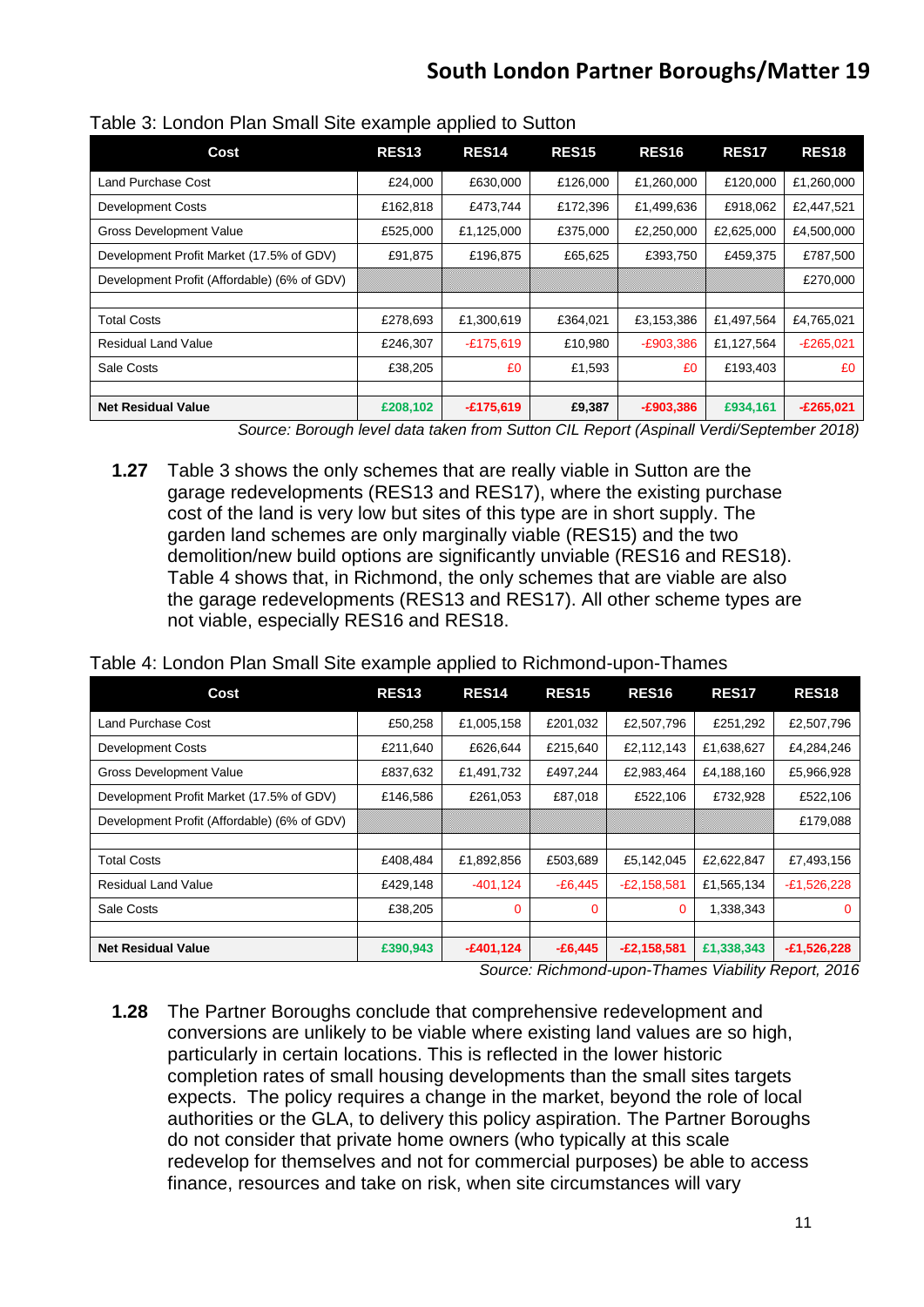Table 3: London Plan Small Site example applied to Sutton

| Cost | RES13 | RES14 | RES15 | RES16 | RES17 | RES18 |
|---|---|---|---|---|---|---|
| Land Purchase Cost | £24,000 | £630,000 | £126,000 | £1,260,000 | £120,000 | £1,260,000 |
| Development Costs | £162,818 | £473,744 | £172,396 | £1,499,636 | £918,062 | £2,447,521 |
| Gross Development Value | £525,000 | £1,125,000 | £375,000 | £2,250,000 | £2,625,000 | £4,500,000 |
| Development Profit Market (17.5% of GDV) | £91,875 | £196,875 | £65,625 | £393,750 | £459,375 | £787,500 |
| Development Profit (Affordable) (6% of GDV) | | | | | | £270,000 |
| | | | | | | |
| Total Costs | £278,693 | £1,300,619 | £364,021 | £3,153,386 | £1,497,564 | £4,765,021 |
| Residual Land Value | £246,307 | -£175,619 | £10,980 | -£903,386 | £1,127,564 | -£265,021 |
| Sale Costs | £38,205 | £0 | £1,593 | £0 | £193,403 | £0 |
| | | | | | | |
| **Net Residual Value** | **£208,102** | **-£175,619** | **£9,387** | **-£903,386** | **£934,161** | **-£265,021** |

*Source: Borough level data taken from Sutton CIL Report (Aspinall Verdi/September 2018)*

**1.27** Table 3 shows the only schemes that are really viable in Sutton are the garage redevelopments (RES13 and RES17), where the existing purchase cost of the land is very low but sites of this type are in short supply. The garden land schemes are only marginally viable (RES15) and the two demolition/new build options are significantly unviable (RES16 and RES18). Table 4 shows that, in Richmond, the only schemes that are viable are also the garage redevelopments (RES13 and RES17). All other scheme types are not viable, especially RES16 and RES18.

Table 4: London Plan Small Site example applied to Richmond-upon-Thames

| Cost | RES13 | RES14 | RES15 | RES16 | RES17 | RES18 |
|---|---|---|---|---|---|---|
| Land Purchase Cost | £50,258 | £1,005,158 | £201,032 | £2,507,796 | £251,292 | £2,507,796 |
| Development Costs | £211,640 | £626,644 | £215,640 | £2,112,143 | £1,638,627 | £4,284,246 |
| Gross Development Value | £837,632 | £1,491,732 | £497,244 | £2,983,464 | £4,188,160 | £5,966,928 |
| Development Profit Market (17.5% of GDV) | £146,586 | £261,053 | £87,018 | £522,106 | £732,928 | £522,106 |
| Development Profit (Affordable) (6% of GDV) | | | | | | £179,088 |
| | | | | | | |
| Total Costs | £408,484 | £1,892,856 | £503,689 | £5,142,045 | £2,622,847 | £7,493,156 |
| Residual Land Value | £429,148 | -401,124 | -£6,445 | -£2,158,581 | £1,565,134 | -£1,526,228 |
| Sale Costs | £38,205 | 0 | 0 | 0 | 1,338,343 | 0 |
| | | | | | | |
| **Net Residual Value** | **£390,943** | **-£401,124** | **-£6,445** | **-£2,158,581** | **£1,338,343** | **-£1,526,228** |

*Source: Richmond-upon-Thames Viability Report, 2016*

**1.28** The Partner Boroughs conclude that comprehensive redevelopment and conversions are unlikely to be viable where existing land values are so high, particularly in certain locations. This is reflected in the lower historic completion rates of small housing developments than the small sites targets expects. The policy requires a change in the market, beyond the role of local authorities or the GLA, to delivery this policy aspiration. The Partner Boroughs do not consider that private home owners (who typically at this scale redevelop for themselves and not for commercial purposes) be able to access finance, resources and take on risk, when site circumstances will vary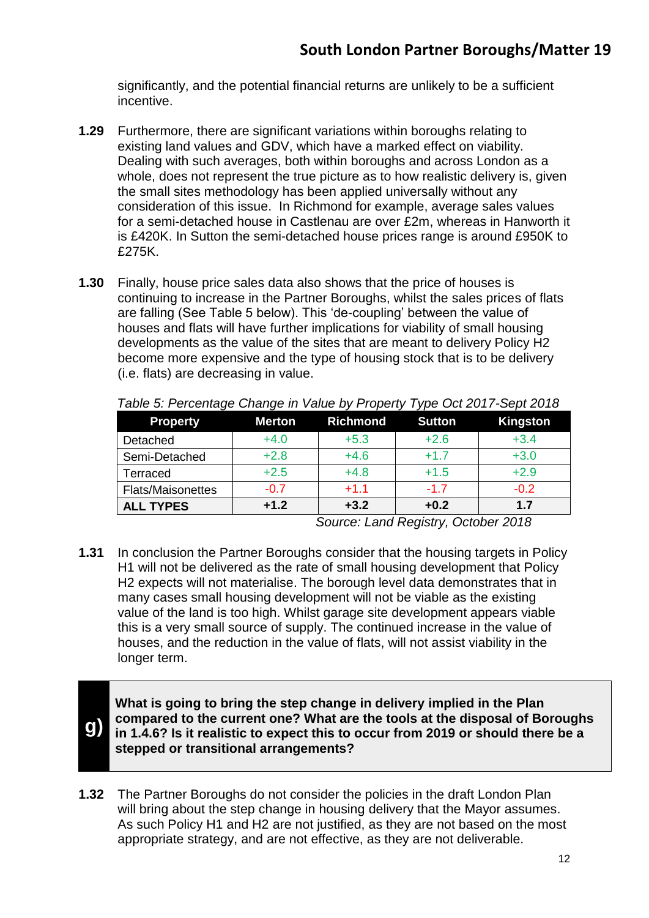significantly, and the potential financial returns are unlikely to be a sufficient incentive.

**1.29** Furthermore, there are significant variations within boroughs relating to existing land values and GDV, which have a marked effect on viability. Dealing with such averages, both within boroughs and across London as a whole, does not represent the true picture as to how realistic delivery is, given the small sites methodology has been applied universally without any consideration of this issue. In Richmond for example, average sales values for a semi-detached house in Castlenau are over £2m, whereas in Hanworth it is £420K. In Sutton the semi-detached house prices range is around £950K to £275K.

**1.30** Finally, house price sales data also shows that the price of houses is continuing to increase in the Partner Boroughs, whilst the sales prices of flats are falling (See Table 5 below). This 'de-coupling' between the value of houses and flats will have further implications for viability of small housing developments as the value of the sites that are meant to delivery Policy H2 become more expensive and the type of housing stock that is to be delivery (i.e. flats) are decreasing in value.

*Table 5: Percentage Change in Value by Property Type Oct 2017-Sept 2018*

| Property | Merton | Richmond | Sutton | Kingston |
|---|---|---|---|---|
| Detached | +4.0 | +5.3 | +2.6 | +3.4 |
| Semi-Detached | +2.8 | +4.6 | +1.7 | +3.0 |
| Terraced | +2.5 | +4.8 | +1.5 | +2.9 |
| Flats/Maisonettes | -0.7 | +1.1 | -1.7 | -0.2 |
| **ALL TYPES** | **+1.2** | **+3.2** | **+0.2** | **1.7** |

*Source: Land Registry, October 2018*

**1.31** In conclusion the Partner Boroughs consider that the housing targets in Policy H1 will not be delivered as the rate of small housing development that Policy H2 expects will not materialise. The borough level data demonstrates that in many cases small housing development will not be viable as the existing value of the land is too high. Whilst garage site development appears viable this is a very small source of supply. The continued increase in the value of houses, and the reduction in the value of flats, will not assist viability in the longer term.

**g)** **What is going to bring the step change in delivery implied in the Plan compared to the current one? What are the tools at the disposal of Boroughs in 1.4.6? Is it realistic to expect this to occur from 2019 or should there be a stepped or transitional arrangements?**

**1.32** The Partner Boroughs do not consider the policies in the draft London Plan will bring about the step change in housing delivery that the Mayor assumes. As such Policy H1 and H2 are not justified, as they are not based on the most appropriate strategy, and are not effective, as they are not deliverable.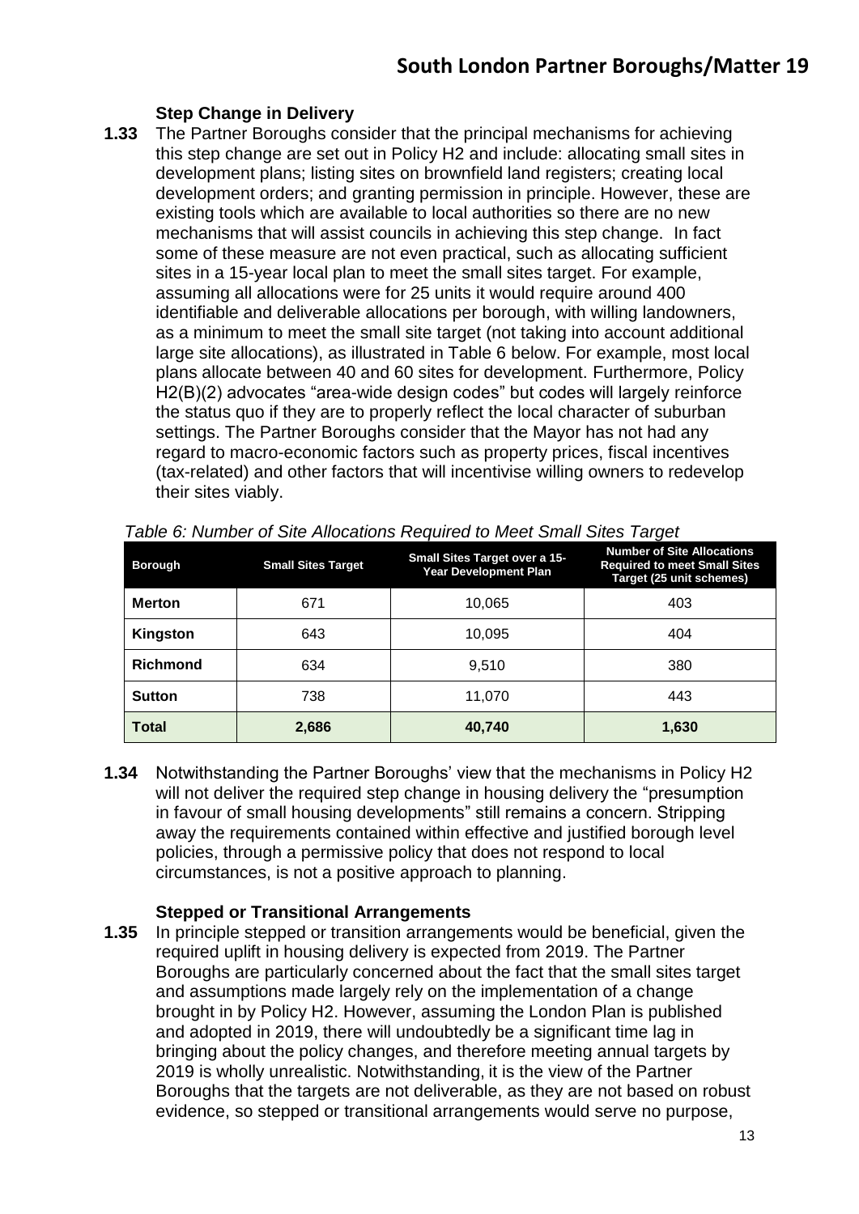### Step Change in Delivery

**1.33** The Partner Boroughs consider that the principal mechanisms for achieving this step change are set out in Policy H2 and include: allocating small sites in development plans; listing sites on brownfield land registers; creating local development orders; and granting permission in principle. However, these are existing tools which are available to local authorities so there are no new mechanisms that will assist councils in achieving this step change. In fact some of these measure are not even practical, such as allocating sufficient sites in a 15-year local plan to meet the small sites target. For example, assuming all allocations were for 25 units it would require around 400 identifiable and deliverable allocations per borough, with willing landowners, as a minimum to meet the small site target (not taking into account additional large site allocations), as illustrated in Table 6 below. For example, most local plans allocate between 40 and 60 sites for development. Furthermore, Policy H2(B)(2) advocates "area-wide design codes" but codes will largely reinforce the status quo if they are to properly reflect the local character of suburban settings. The Partner Boroughs consider that the Mayor has not had any regard to macro-economic factors such as property prices, fiscal incentives (tax-related) and other factors that will incentivise willing owners to redevelop their sites viably.

*Table 6: Number of Site Allocations Required to Meet Small Sites Target*

| Borough | Small Sites Target | Small Sites Target over a 15-Year Development Plan | Number of Site Allocations Required to meet Small Sites Target (25 unit schemes) |
|---|---|---|---|
| **Merton** | 671 | 10,065 | 403 |
| **Kingston** | 643 | 10,095 | 404 |
| **Richmond** | 634 | 9,510 | 380 |
| **Sutton** | 738 | 11,070 | 443 |
| **Total** | **2,686** | **40,740** | **1,630** |

**1.34** Notwithstanding the Partner Boroughs' view that the mechanisms in Policy H2 will not deliver the required step change in housing delivery the "presumption in favour of small housing developments" still remains a concern. Stripping away the requirements contained within effective and justified borough level policies, through a permissive policy that does not respond to local circumstances, is not a positive approach to planning.

### Stepped or Transitional Arrangements

**1.35** In principle stepped or transition arrangements would be beneficial, given the required uplift in housing delivery is expected from 2019. The Partner Boroughs are particularly concerned about the fact that the small sites target and assumptions made largely rely on the implementation of a change brought in by Policy H2. However, assuming the London Plan is published and adopted in 2019, there will undoubtedly be a significant time lag in bringing about the policy changes, and therefore meeting annual targets by 2019 is wholly unrealistic. Notwithstanding, it is the view of the Partner Boroughs that the targets are not deliverable, as they are not based on robust evidence, so stepped or transitional arrangements would serve no purpose,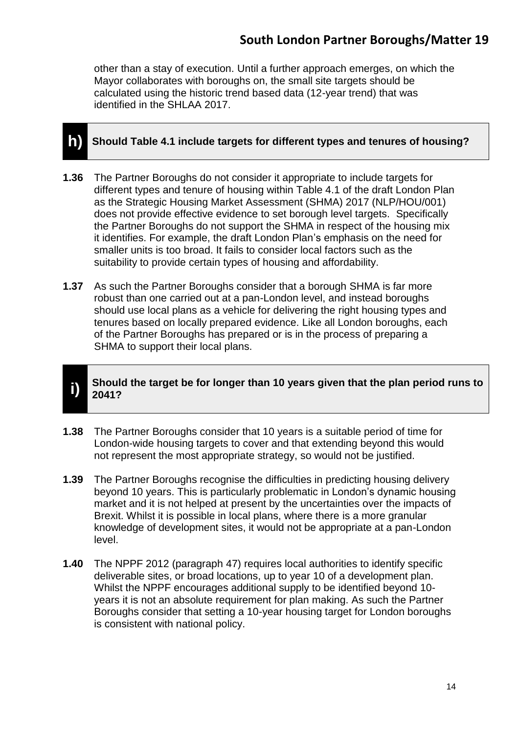other than a stay of execution. Until a further approach emerges, on which the Mayor collaborates with boroughs on, the small site targets should be calculated using the historic trend based data (12-year trend) that was identified in the SHLAA 2017.

## h) Should Table 4.1 include targets for different types and tenures of housing?

**1.36** The Partner Boroughs do not consider it appropriate to include targets for different types and tenure of housing within Table 4.1 of the draft London Plan as the Strategic Housing Market Assessment (SHMA) 2017 (NLP/HOU/001) does not provide effective evidence to set borough level targets. Specifically the Partner Boroughs do not support the SHMA in respect of the housing mix it identifies. For example, the draft London Plan's emphasis on the need for smaller units is too broad. It fails to consider local factors such as the suitability to provide certain types of housing and affordability.

**1.37** As such the Partner Boroughs consider that a borough SHMA is far more robust than one carried out at a pan-London level, and instead boroughs should use local plans as a vehicle for delivering the right housing types and tenures based on locally prepared evidence. Like all London boroughs, each of the Partner Boroughs has prepared or is in the process of preparing a SHMA to support their local plans.

## i) Should the target be for longer than 10 years given that the plan period runs to 2041?

**1.38** The Partner Boroughs consider that 10 years is a suitable period of time for London-wide housing targets to cover and that extending beyond this would not represent the most appropriate strategy, so would not be justified.

**1.39** The Partner Boroughs recognise the difficulties in predicting housing delivery beyond 10 years. This is particularly problematic in London's dynamic housing market and it is not helped at present by the uncertainties over the impacts of Brexit. Whilst it is possible in local plans, where there is a more granular knowledge of development sites, it would not be appropriate at a pan-London level.

**1.40** The NPPF 2012 (paragraph 47) requires local authorities to identify specific deliverable sites, or broad locations, up to year 10 of a development plan. Whilst the NPPF encourages additional supply to be identified beyond 10-years it is not an absolute requirement for plan making. As such the Partner Boroughs consider that setting a 10-year housing target for London boroughs is consistent with national policy.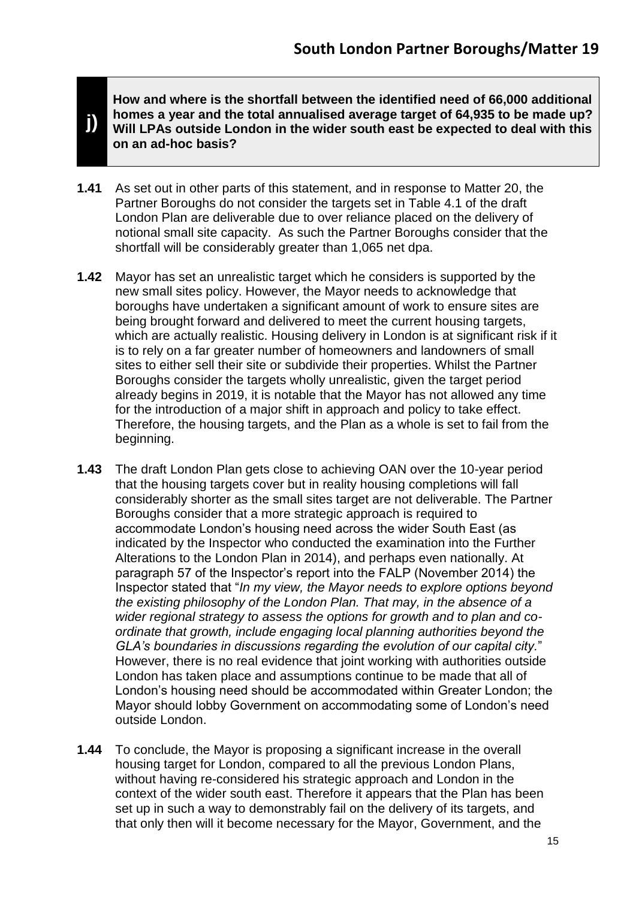**j)** **How and where is the shortfall between the identified need of 66,000 additional homes a year and the total annualised average target of 64,935 to be made up? Will LPAs outside London in the wider south east be expected to deal with this on an ad-hoc basis?**

**1.41** As set out in other parts of this statement, and in response to Matter 20, the Partner Boroughs do not consider the targets set in Table 4.1 of the draft London Plan are deliverable due to over reliance placed on the delivery of notional small site capacity. As such the Partner Boroughs consider that the shortfall will be considerably greater than 1,065 net dpa.

**1.42** Mayor has set an unrealistic target which he considers is supported by the new small sites policy. However, the Mayor needs to acknowledge that boroughs have undertaken a significant amount of work to ensure sites are being brought forward and delivered to meet the current housing targets, which are actually realistic. Housing delivery in London is at significant risk if it is to rely on a far greater number of homeowners and landowners of small sites to either sell their site or subdivide their properties. Whilst the Partner Boroughs consider the targets wholly unrealistic, given the target period already begins in 2019, it is notable that the Mayor has not allowed any time for the introduction of a major shift in approach and policy to take effect. Therefore, the housing targets, and the Plan as a whole is set to fail from the beginning.

**1.43** The draft London Plan gets close to achieving OAN over the 10-year period that the housing targets cover but in reality housing completions will fall considerably shorter as the small sites target are not deliverable. The Partner Boroughs consider that a more strategic approach is required to accommodate London's housing need across the wider South East (as indicated by the Inspector who conducted the examination into the Further Alterations to the London Plan in 2014), and perhaps even nationally. At paragraph 57 of the Inspector's report into the FALP (November 2014) the Inspector stated that "*In my view, the Mayor needs to explore options beyond the existing philosophy of the London Plan. That may, in the absence of a wider regional strategy to assess the options for growth and to plan and co-ordinate that growth, include engaging local planning authorities beyond the GLA's boundaries in discussions regarding the evolution of our capital city.*" However, there is no real evidence that joint working with authorities outside London has taken place and assumptions continue to be made that all of London's housing need should be accommodated within Greater London; the Mayor should lobby Government on accommodating some of London's need outside London.

**1.44** To conclude, the Mayor is proposing a significant increase in the overall housing target for London, compared to all the previous London Plans, without having re-considered his strategic approach and London in the context of the wider south east. Therefore it appears that the Plan has been set up in such a way to demonstrably fail on the delivery of its targets, and that only then will it become necessary for the Mayor, Government, and the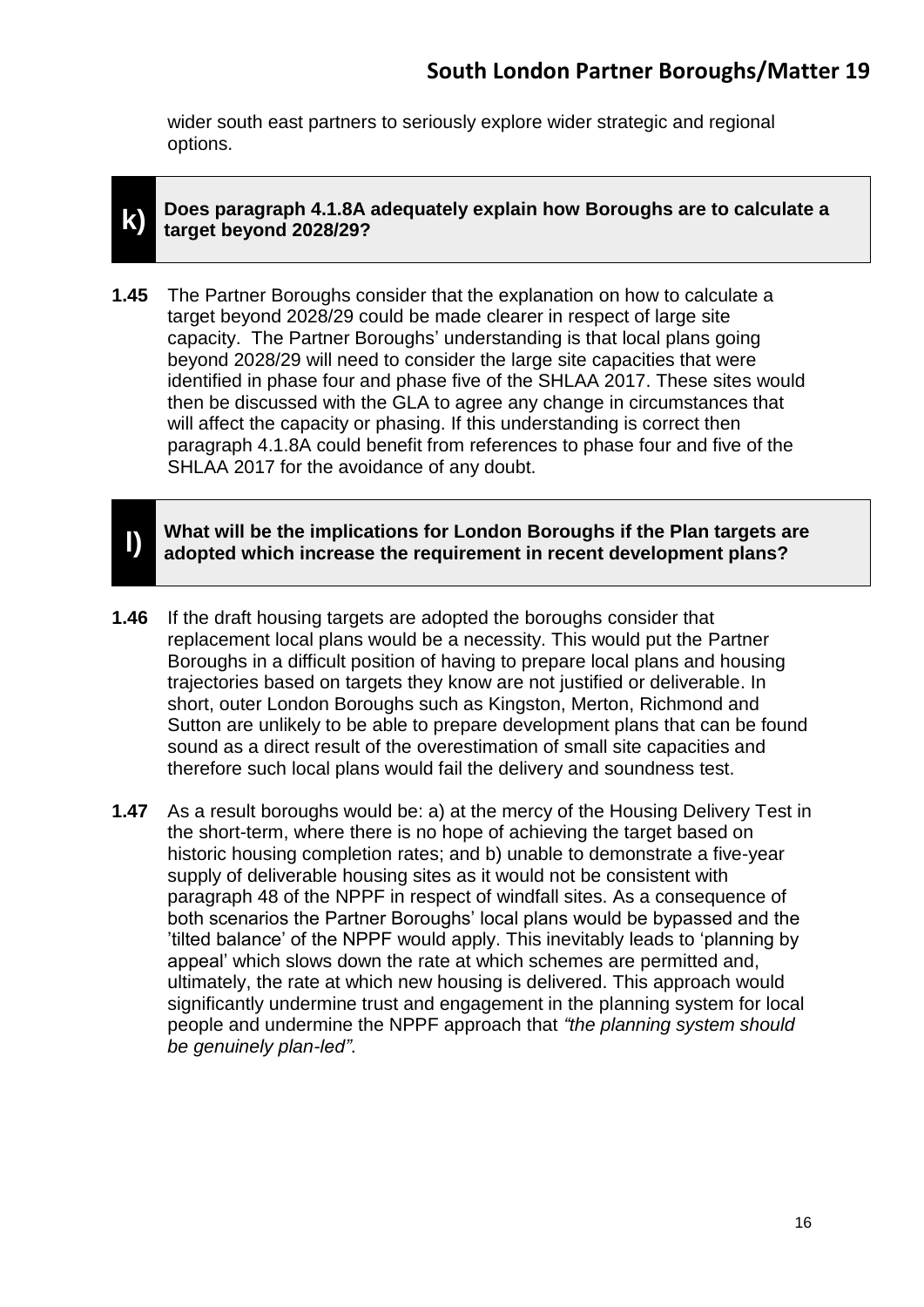wider south east partners to seriously explore wider strategic and regional options.

**k)** **Does paragraph 4.1.8A adequately explain how Boroughs are to calculate a target beyond 2028/29?**

**1.45** The Partner Boroughs consider that the explanation on how to calculate a target beyond 2028/29 could be made clearer in respect of large site capacity. The Partner Boroughs' understanding is that local plans going beyond 2028/29 will need to consider the large site capacities that were identified in phase four and phase five of the SHLAA 2017. These sites would then be discussed with the GLA to agree any change in circumstances that will affect the capacity or phasing. If this understanding is correct then paragraph 4.1.8A could benefit from references to phase four and five of the SHLAA 2017 for the avoidance of any doubt.

**l)** **What will be the implications for London Boroughs if the Plan targets are adopted which increase the requirement in recent development plans?**

**1.46** If the draft housing targets are adopted the boroughs consider that replacement local plans would be a necessity. This would put the Partner Boroughs in a difficult position of having to prepare local plans and housing trajectories based on targets they know are not justified or deliverable. In short, outer London Boroughs such as Kingston, Merton, Richmond and Sutton are unlikely to be able to prepare development plans that can be found sound as a direct result of the overestimation of small site capacities and therefore such local plans would fail the delivery and soundness test.

**1.47** As a result boroughs would be: a) at the mercy of the Housing Delivery Test in the short-term, where there is no hope of achieving the target based on historic housing completion rates; and b) unable to demonstrate a five-year supply of deliverable housing sites as it would not be consistent with paragraph 48 of the NPPF in respect of windfall sites. As a consequence of both scenarios the Partner Boroughs' local plans would be bypassed and the 'tilted balance' of the NPPF would apply. This inevitably leads to 'planning by appeal' which slows down the rate at which schemes are permitted and, ultimately, the rate at which new housing is delivered. This approach would significantly undermine trust and engagement in the planning system for local people and undermine the NPPF approach that *"the planning system should be genuinely plan-led"*.